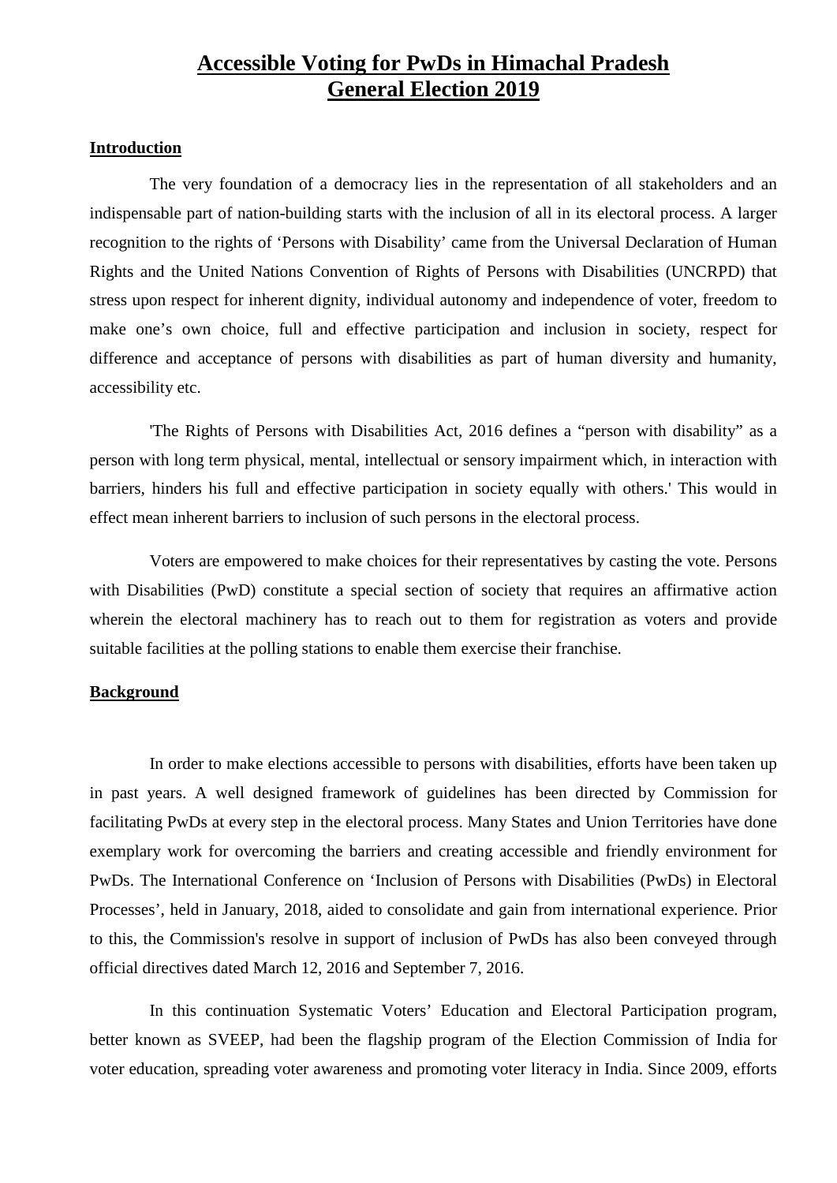# Accessible Voting for PwDs in Himachal Pradesh General Election 2019

## Introduction

The very foundation of a democracy lies in the representation of all stakeholders and an indispensable part of nation-building starts with the inclusion of all in its electoral process. A larger recognition to the rights of 'Persons with Disability' came from the Universal Declaration of Human Rights and the United Nations Convention of Rights of Persons with Disabilities (UNCRPD) that stress upon respect for inherent dignity, individual autonomy and independence of voter, freedom to make one's own choice, full and effective participation and inclusion in society, respect for difference and acceptance of persons with disabilities as part of human diversity and humanity, accessibility etc.

'The Rights of Persons with Disabilities Act, 2016 defines a "person with disability" as a person with long term physical, mental, intellectual or sensory impairment which, in interaction with barriers, hinders his full and effective participation in society equally with others.' This would in effect mean inherent barriers to inclusion of such persons in the electoral process.

Voters are empowered to make choices for their representatives by casting the vote. Persons with Disabilities (PwD) constitute a special section of society that requires an affirmative action wherein the electoral machinery has to reach out to them for registration as voters and provide suitable facilities at the polling stations to enable them exercise their franchise.

## Background

In order to make elections accessible to persons with disabilities, efforts have been taken up in past years. A well designed framework of guidelines has been directed by Commission for facilitating PwDs at every step in the electoral process. Many States and Union Territories have done exemplary work for overcoming the barriers and creating accessible and friendly environment for PwDs. The International Conference on 'Inclusion of Persons with Disabilities (PwDs) in Electoral Processes', held in January, 2018, aided to consolidate and gain from international experience. Prior to this, the Commission's resolve in support of inclusion of PwDs has also been conveyed through official directives dated March 12, 2016 and September 7, 2016.

In this continuation Systematic Voters' Education and Electoral Participation program, better known as SVEEP, had been the flagship program of the Election Commission of India for voter education, spreading voter awareness and promoting voter literacy in India. Since 2009, efforts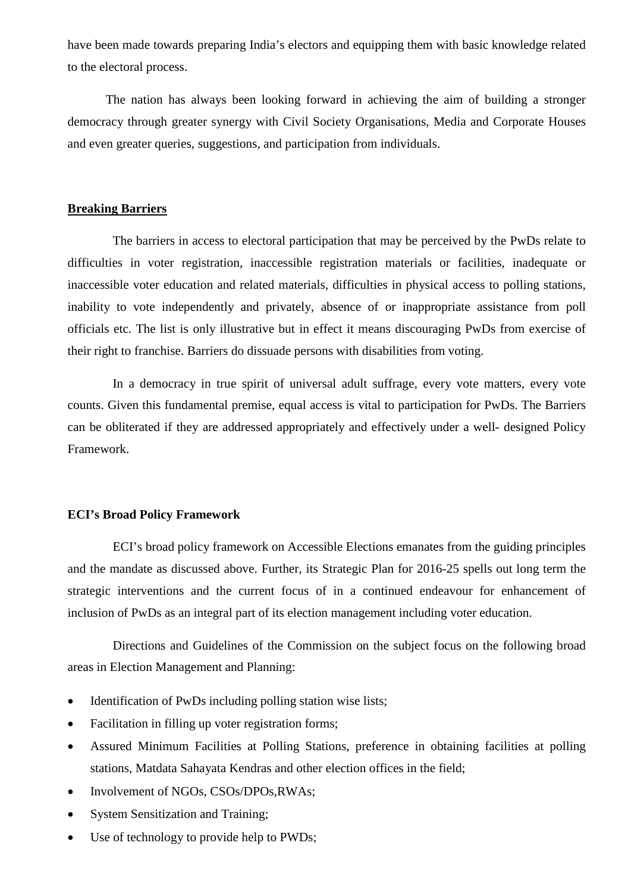have been made towards preparing India's electors and equipping them with basic knowledge related to the electoral process.

The nation has always been looking forward in achieving the aim of building a stronger democracy through greater synergy with Civil Society Organisations, Media and Corporate Houses and even greater queries, suggestions, and participation from individuals.

## **Breaking Barriers**

The barriers in access to electoral participation that may be perceived by the PwDs relate to difficulties in voter registration, inaccessible registration materials or facilities, inadequate or inaccessible voter education and related materials, difficulties in physical access to polling stations, inability to vote independently and privately, absence of or inappropriate assistance from poll officials etc. The list is only illustrative but in effect it means discouraging PwDs from exercise of their right to franchise. Barriers do dissuade persons with disabilities from voting.

In a democracy in true spirit of universal adult suffrage, every vote matters, every vote counts. Given this fundamental premise, equal access is vital to participation for PwDs. The Barriers can be obliterated if they are addressed appropriately and effectively under a well- designed Policy Framework.

## **ECI's Broad Policy Framework**

ECI's broad policy framework on Accessible Elections emanates from the guiding principles and the mandate as discussed above. Further, its Strategic Plan for 2016-25 spells out long term the strategic interventions and the current focus of in a continued endeavour for enhancement of inclusion of PwDs as an integral part of its election management including voter education.

Directions and Guidelines of the Commission on the subject focus on the following broad areas in Election Management and Planning:

- Identification of PwDs including polling station wise lists;
- Facilitation in filling up voter registration forms;
- Assured Minimum Facilities at Polling Stations, preference in obtaining facilities at polling stations, Matdata Sahayata Kendras and other election offices in the field;
- Involvement of NGOs, CSOs/DPOs,RWAs;
- System Sensitization and Training;
- Use of technology to provide help to PWDs;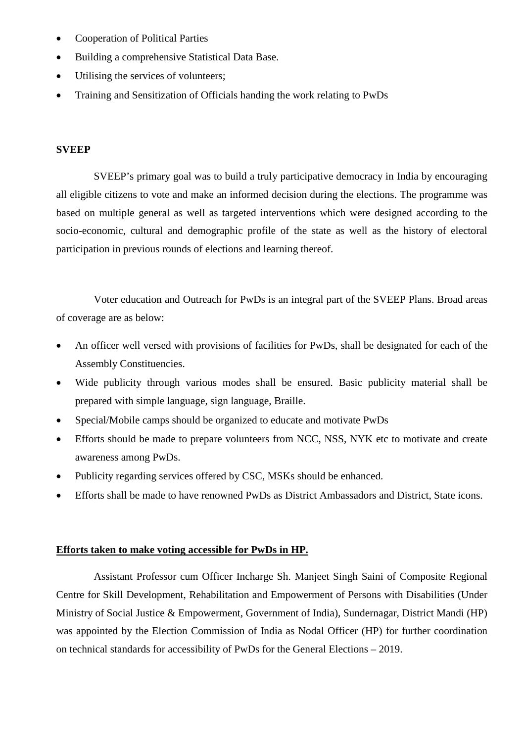- Cooperation of Political Parties
- Building a comprehensive Statistical Data Base.
- Utilising the services of volunteers;
- Training and Sensitization of Officials handing the work relating to PwDs

**SVEEP**

SVEEP's primary goal was to build a truly participative democracy in India by encouraging all eligible citizens to vote and make an informed decision during the elections. The programme was based on multiple general as well as targeted interventions which were designed according to the socio-economic, cultural and demographic profile of the state as well as the history of electoral participation in previous rounds of elections and learning thereof.

Voter education and Outreach for PwDs is an integral part of the SVEEP Plans. Broad areas of coverage are as below:

- An officer well versed with provisions of facilities for PwDs, shall be designated for each of the Assembly Constituencies.
- Wide publicity through various modes shall be ensured. Basic publicity material shall be prepared with simple language, sign language, Braille.
- Special/Mobile camps should be organized to educate and motivate PwDs
- Efforts should be made to prepare volunteers from NCC, NSS, NYK etc to motivate and create awareness among PwDs.
- Publicity regarding services offered by CSC, MSKs should be enhanced.
- Efforts shall be made to have renowned PwDs as District Ambassadors and District, State icons.

**<u>Efforts taken to make voting accessible for PwDs in HP.</u>**

Assistant Professor cum Officer Incharge Sh. Manjeet Singh Saini of Composite Regional Centre for Skill Development, Rehabilitation and Empowerment of Persons with Disabilities (Under Ministry of Social Justice & Empowerment, Government of India), Sundernagar, District Mandi (HP) was appointed by the Election Commission of India as Nodal Officer (HP) for further coordination on technical standards for accessibility of PwDs for the General Elections – 2019.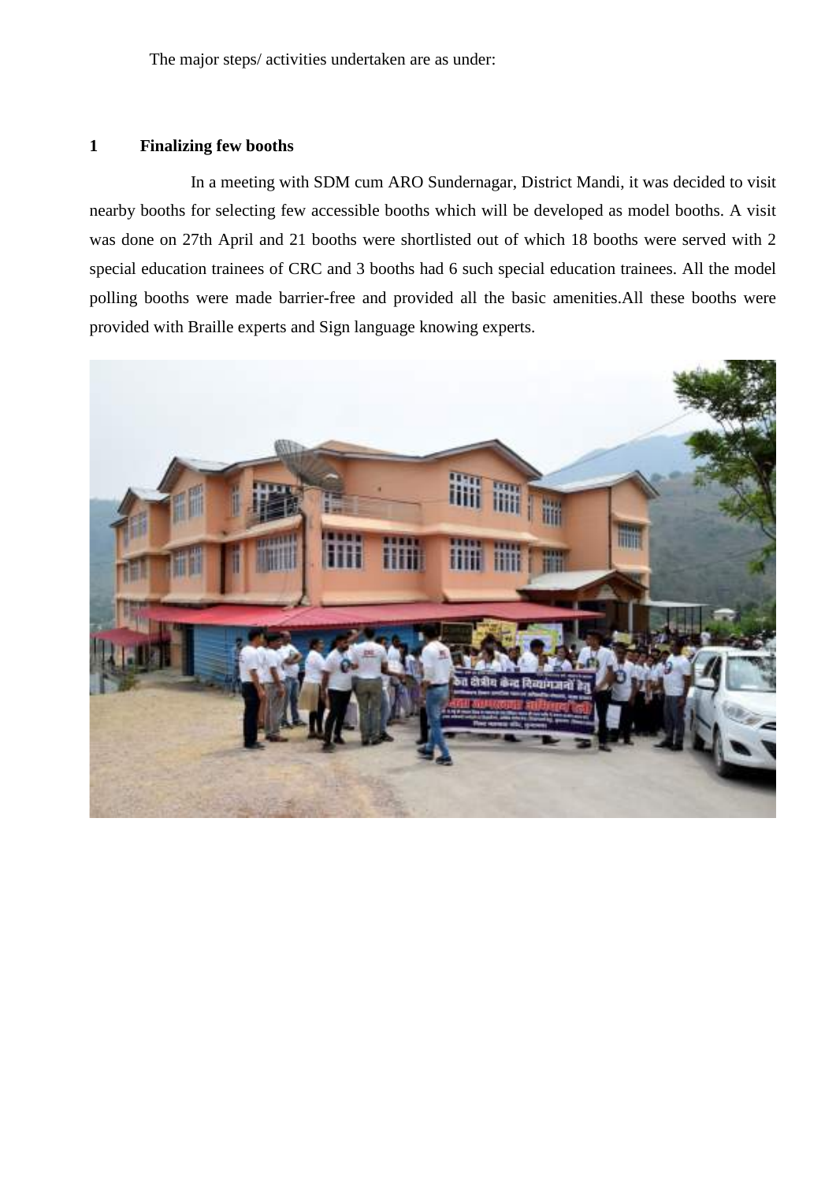The major steps/ activities undertaken are as under:

## 1 Finalizing few booths

In a meeting with SDM cum ARO Sundernagar, District Mandi, it was decided to visit nearby booths for selecting few accessible booths which will be developed as model booths. A visit was done on 27th April and 21 booths were shortlisted out of which 18 booths were served with 2 special education trainees of CRC and 3 booths had 6 such special education trainees. All the model polling booths were made barrier-free and provided all the basic amenities.All these booths were provided with Braille experts and Sign language knowing experts.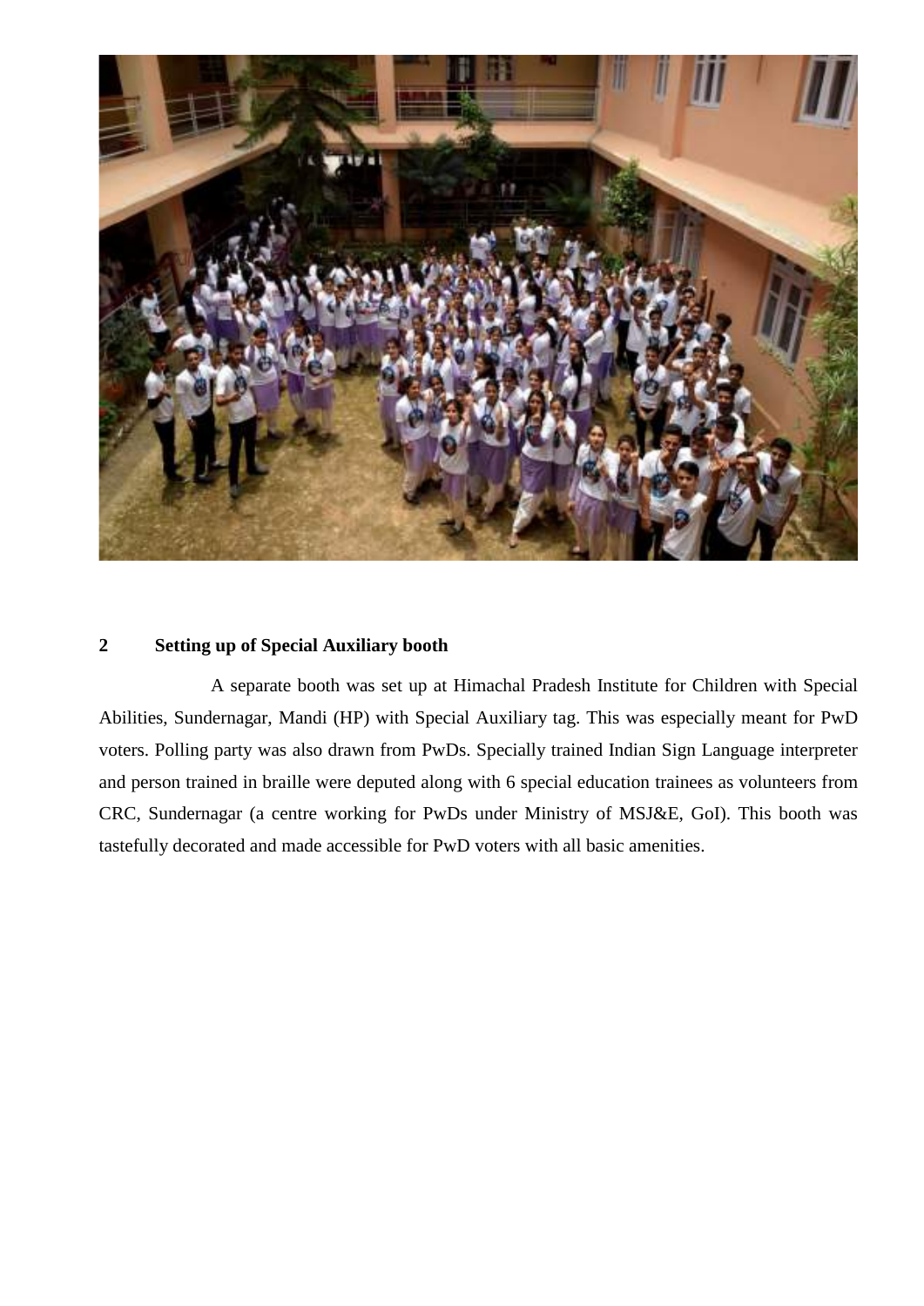## 2 Setting up of Special Auxiliary booth

A separate booth was set up at Himachal Pradesh Institute for Children with Special Abilities, Sundernagar, Mandi (HP) with Special Auxiliary tag. This was especially meant for PwD voters. Polling party was also drawn from PwDs. Specially trained Indian Sign Language interpreter and person trained in braille were deputed along with 6 special education trainees as volunteers from CRC, Sundernagar (a centre working for PwDs under Ministry of MSJ&E, GoI). This booth was tastefully decorated and made accessible for PwD voters with all basic amenities.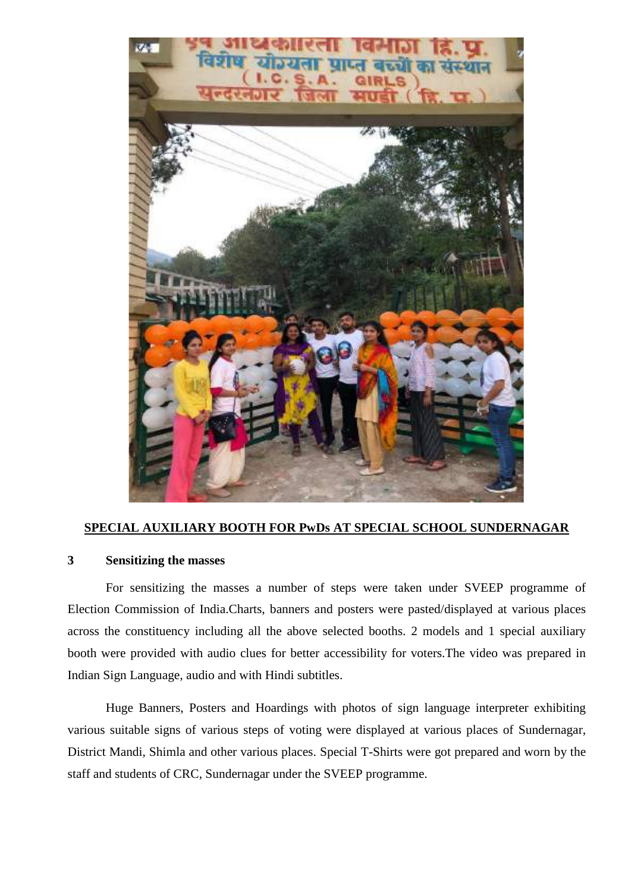**SPECIAL AUXILIARY BOOTH FOR PwDs AT SPECIAL SCHOOL SUNDERNAGAR**

**3 Sensitizing the masses**

For sensitizing the masses a number of steps were taken under SVEEP programme of Election Commission of India.Charts, banners and posters were pasted/displayed at various places across the constituency including all the above selected booths. 2 models and 1 special auxiliary booth were provided with audio clues for better accessibility for voters.The video was prepared in Indian Sign Language, audio and with Hindi subtitles.

Huge Banners, Posters and Hoardings with photos of sign language interpreter exhibiting various suitable signs of various steps of voting were displayed at various places of Sundernagar, District Mandi, Shimla and other various places. Special T-Shirts were got prepared and worn by the staff and students of CRC, Sundernagar under the SVEEP programme.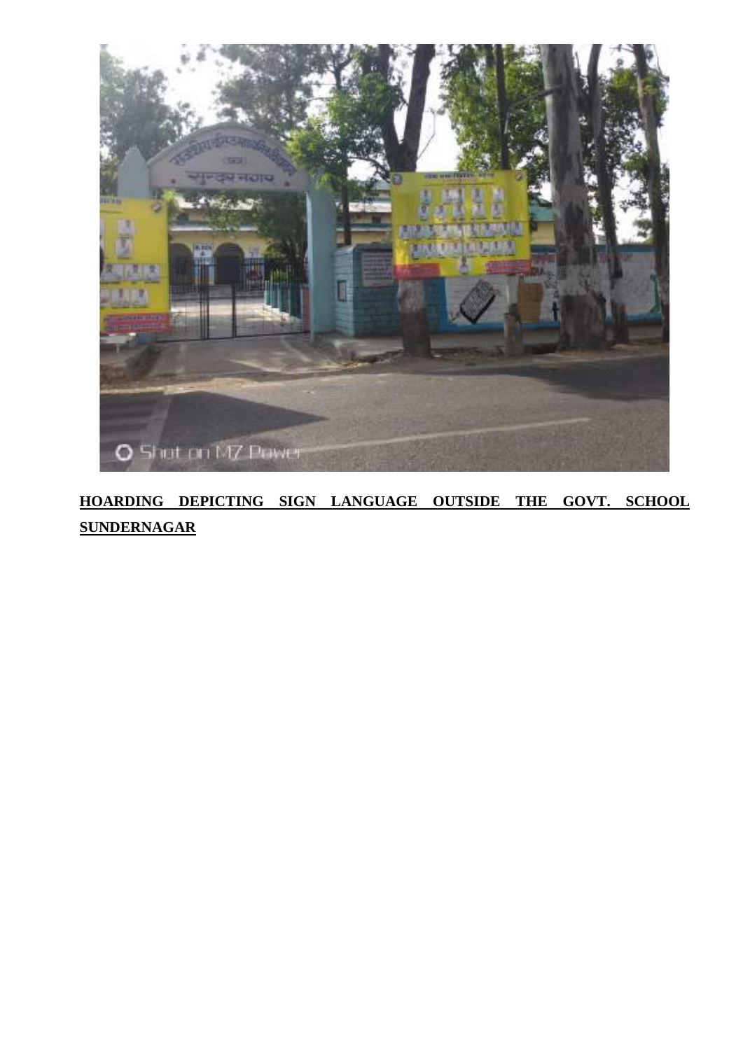**HOARDING DEPICTING SIGN LANGUAGE OUTSIDE THE GOVT. SCHOOL SUNDERNAGAR**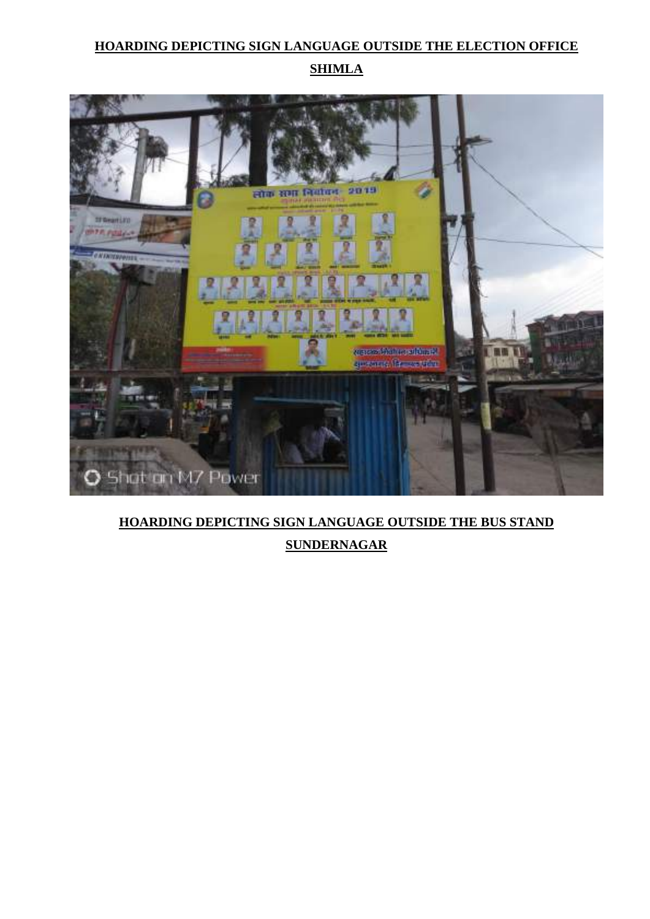**HOARDING DEPICTING SIGN LANGUAGE OUTSIDE THE ELECTION OFFICE SHIMLA**

**HOARDING DEPICTING SIGN LANGUAGE OUTSIDE THE BUS STAND SUNDERNAGAR**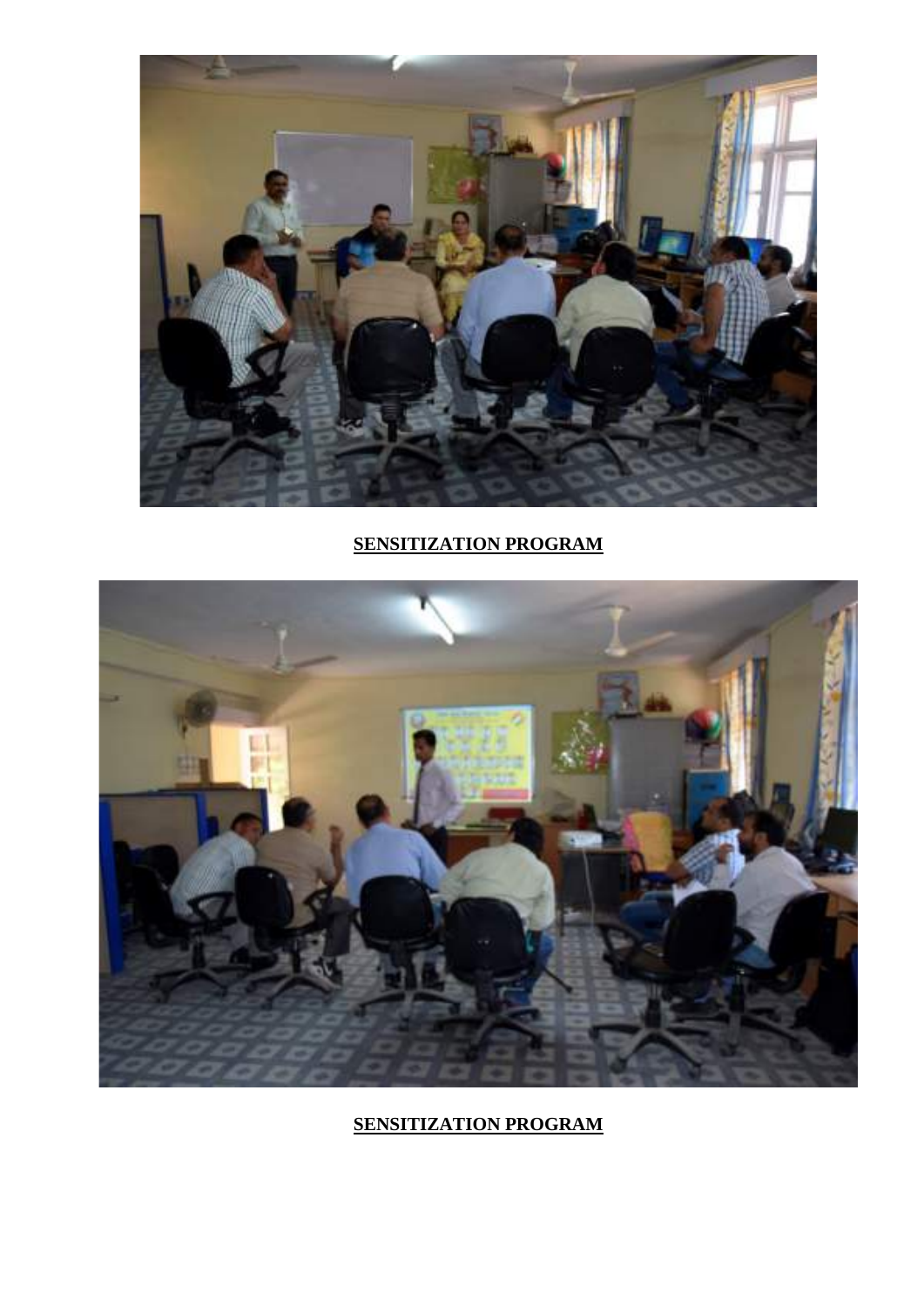**SENSITIZATION PROGRAM**

**SENSITIZATION PROGRAM**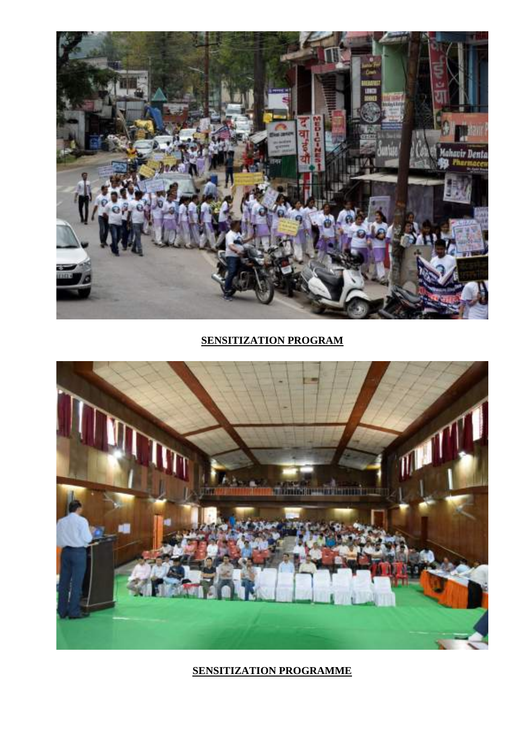**SENSITIZATION PROGRAM**

**SENSITIZATION PROGRAMME**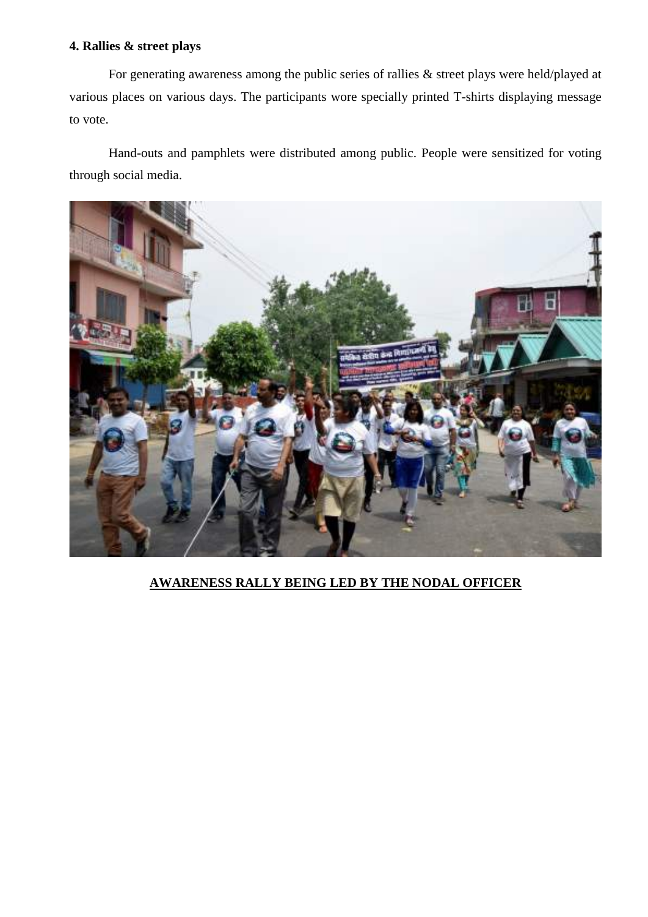**4. Rallies & street plays**

For generating awareness among the public series of rallies & street plays were held/played at various places on various days. The participants wore specially printed T-shirts displaying message to vote.

Hand-outs and pamphlets were distributed among public. People were sensitized for voting through social media.

**AWARENESS RALLY BEING LED BY THE NODAL OFFICER**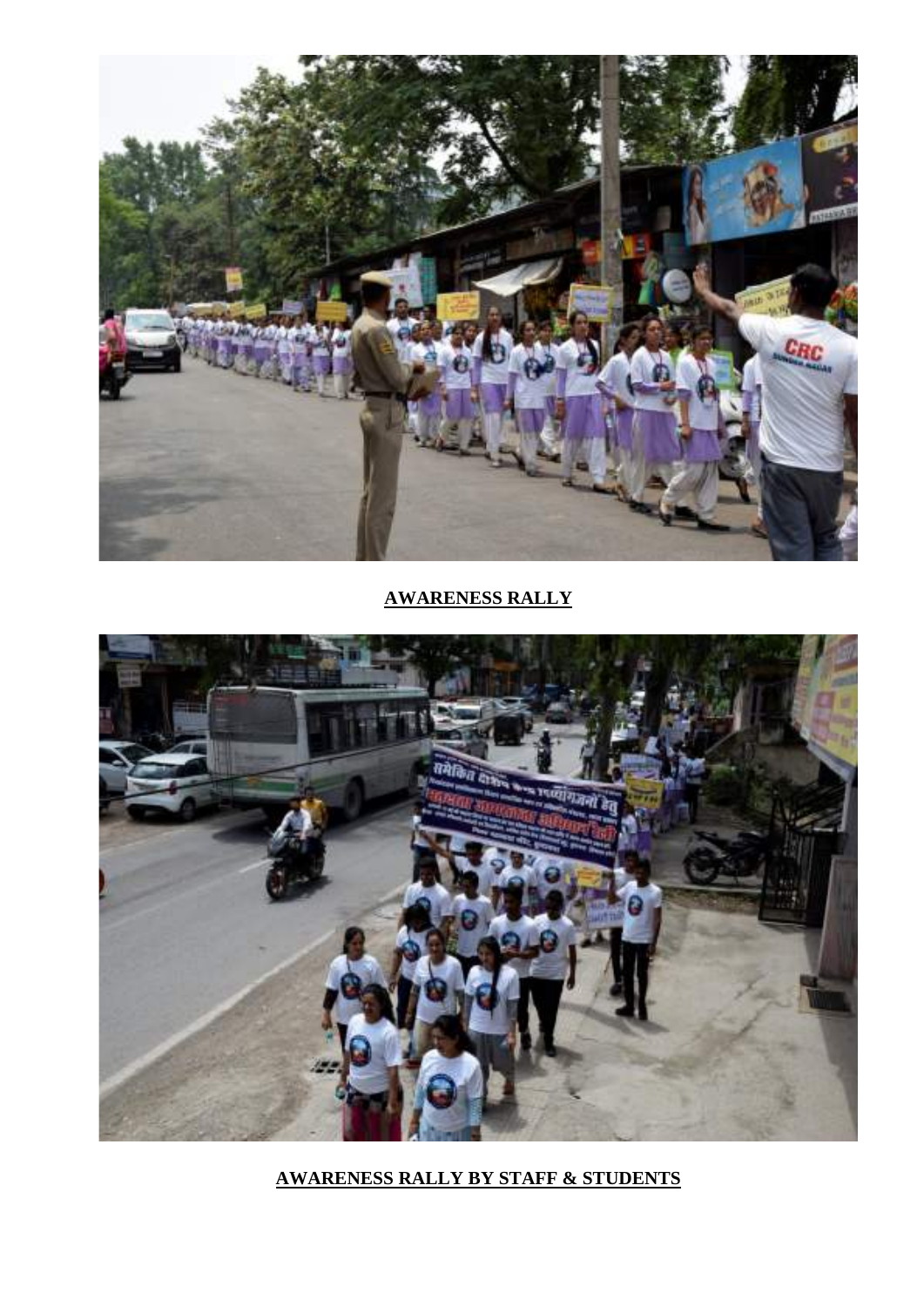**AWARENESS RALLY**

**AWARENESS RALLY BY STAFF & STUDENTS**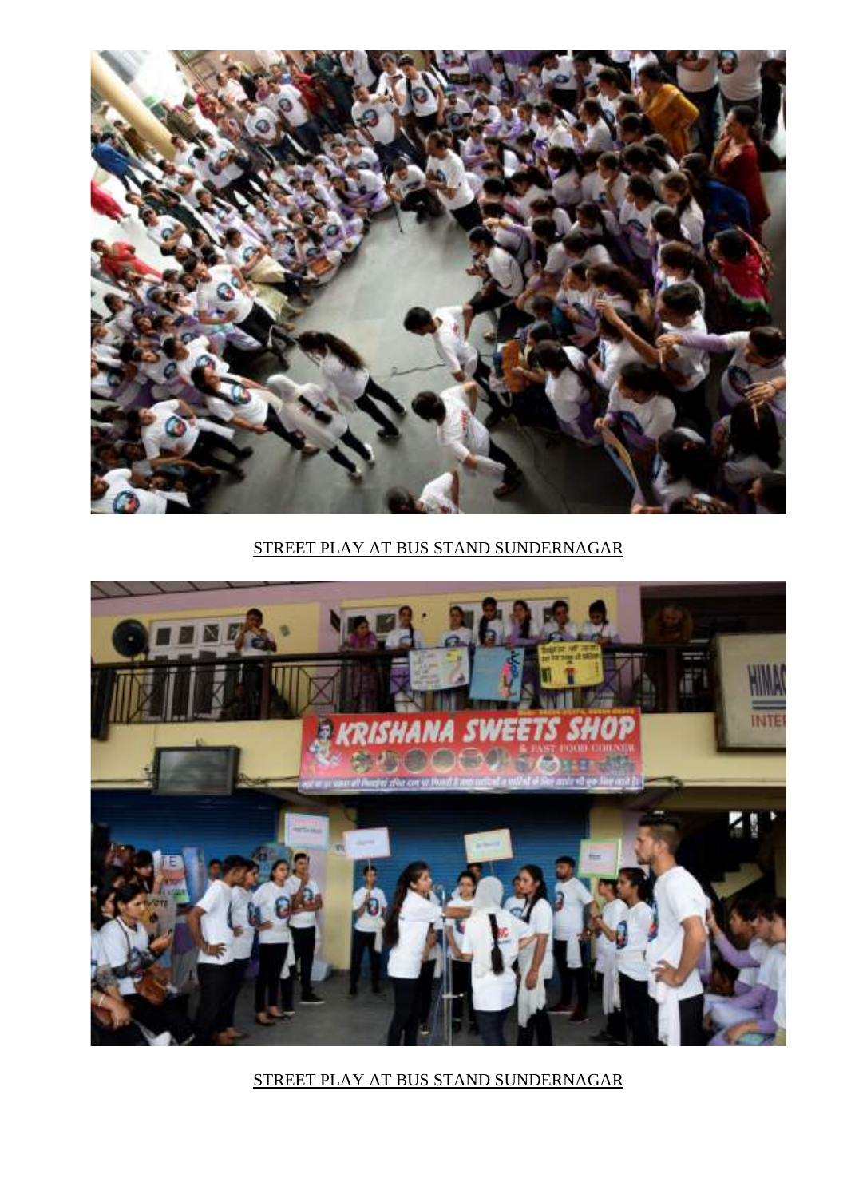STREET PLAY AT BUS STAND SUNDERNAGAR

STREET PLAY AT BUS STAND SUNDERNAGAR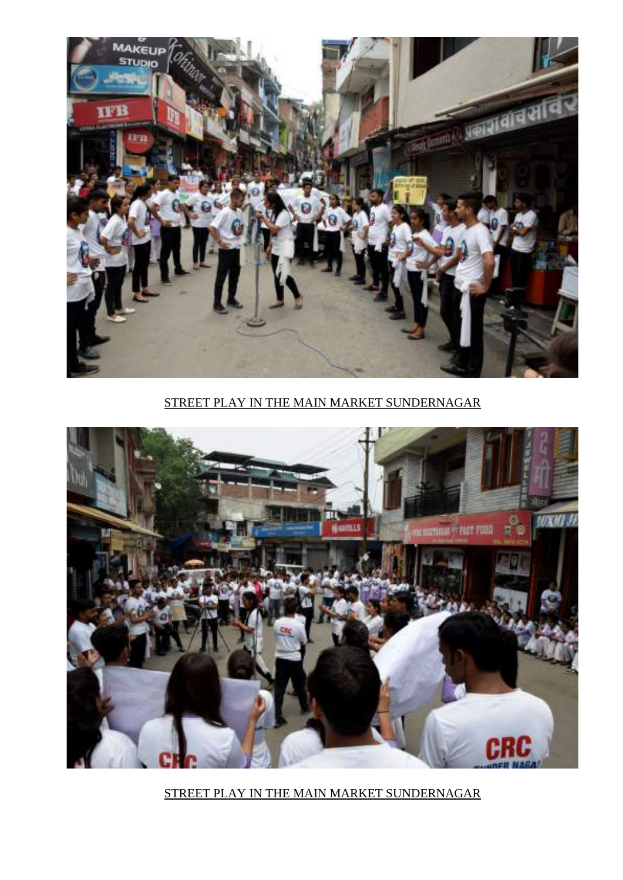STREET PLAY IN THE MAIN MARKET SUNDERNAGAR

STREET PLAY IN THE MAIN MARKET SUNDERNAGAR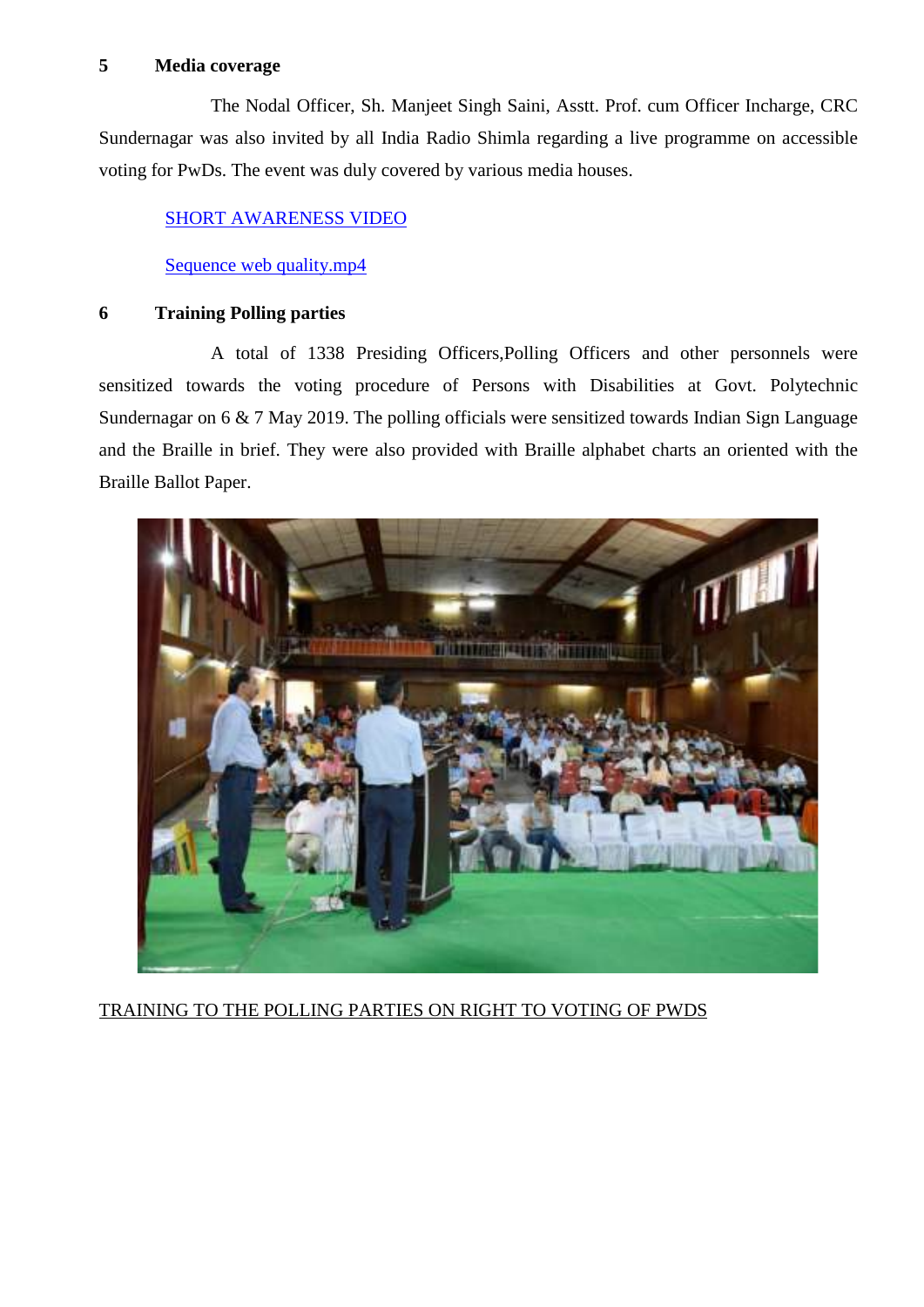## 5 Media coverage

The Nodal Officer, Sh. Manjeet Singh Saini, Asstt. Prof. cum Officer Incharge, CRC Sundernagar was also invited by all India Radio Shimla regarding a live programme on accessible voting for PwDs. The event was duly covered by various media houses.

SHORT AWARENESS VIDEO

Sequence web quality.mp4

## 6 Training Polling parties

A total of 1338 Presiding Officers,Polling Officers and other personnels were sensitized towards the voting procedure of Persons with Disabilities at Govt. Polytechnic Sundernagar on 6 & 7 May 2019. The polling officials were sensitized towards Indian Sign Language and the Braille in brief. They were also provided with Braille alphabet charts an oriented with the Braille Ballot Paper.

TRAINING TO THE POLLING PARTIES ON RIGHT TO VOTING OF PWDS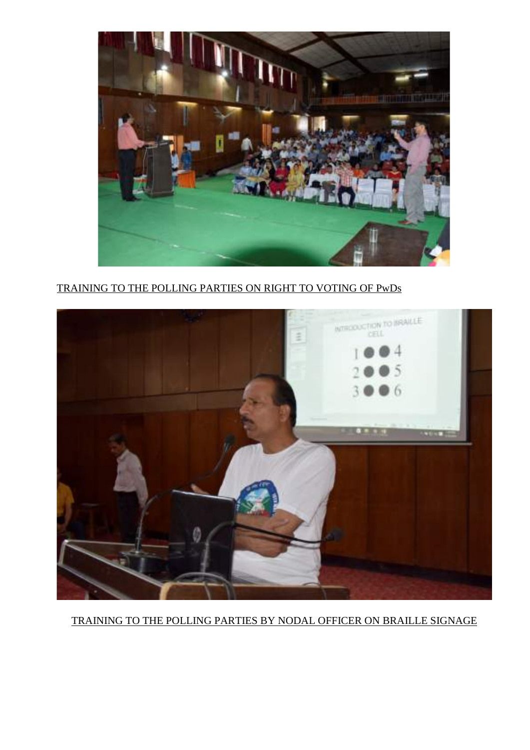TRAINING TO THE POLLING PARTIES ON RIGHT TO VOTING OF PwDs

TRAINING TO THE POLLING PARTIES BY NODAL OFFICER ON BRAILLE SIGNAGE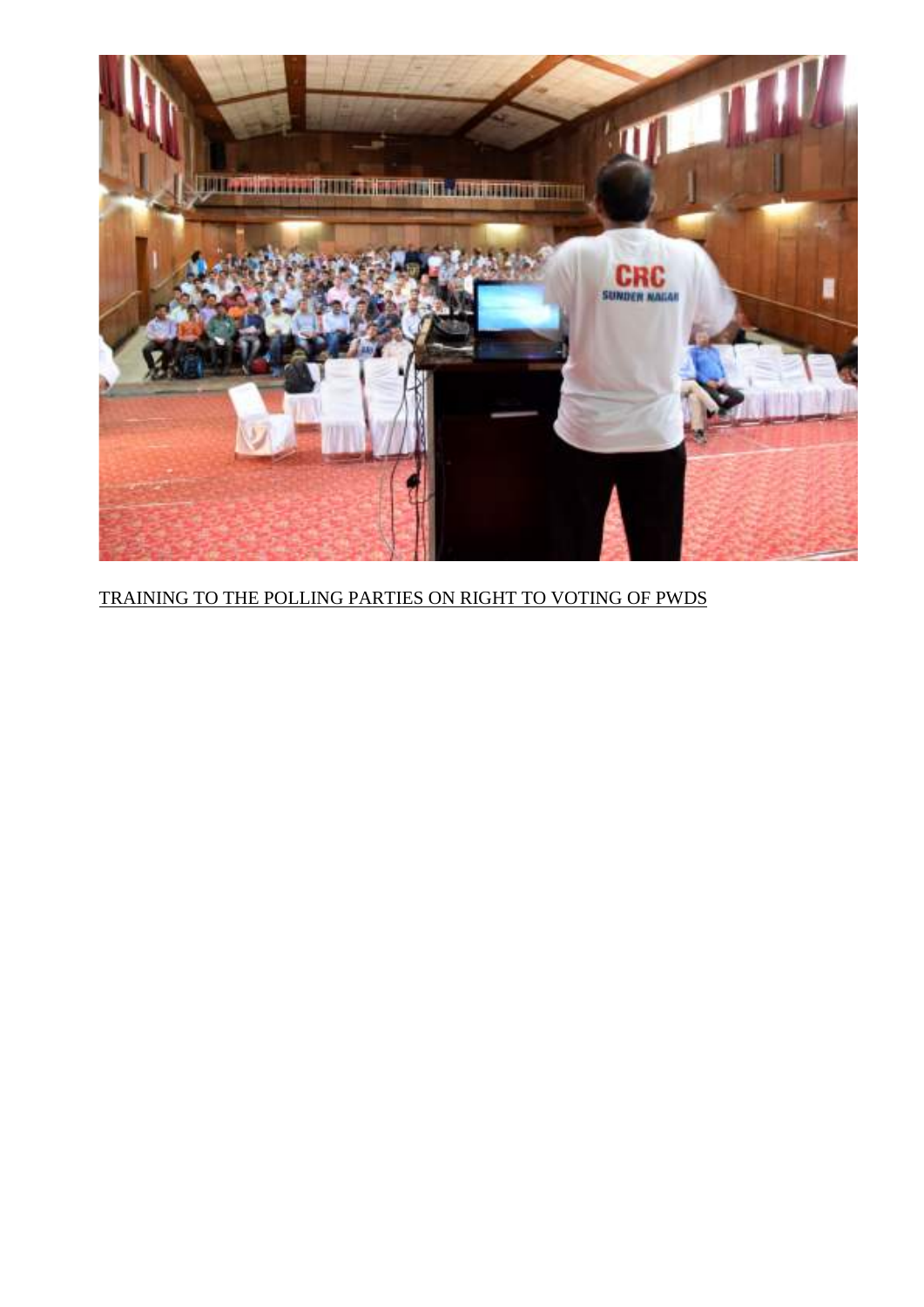TRAINING TO THE POLLING PARTIES ON RIGHT TO VOTING OF PWDS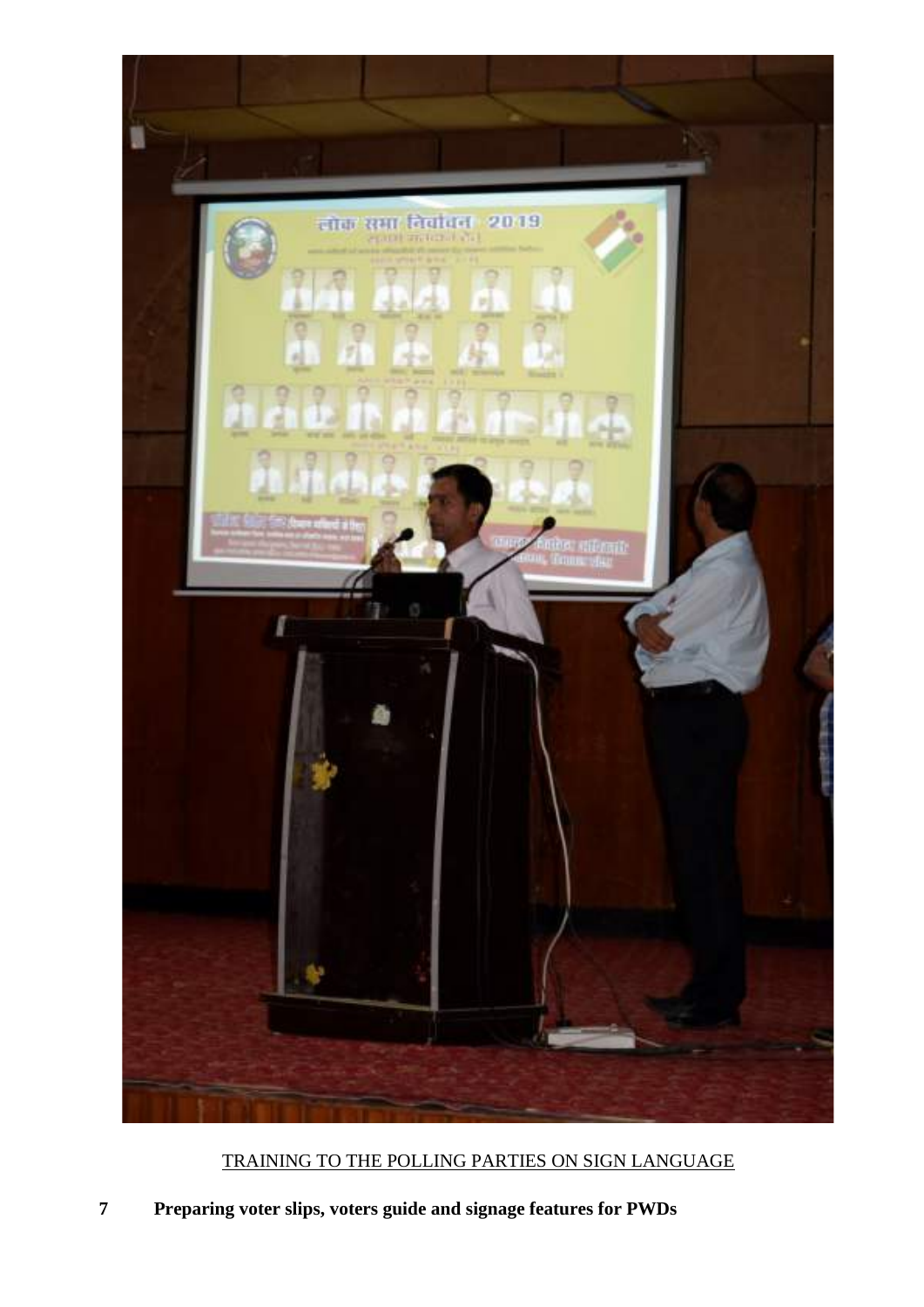TRAINING TO THE POLLING PARTIES ON SIGN LANGUAGE

**7 Preparing voter slips, voters guide and signage features for PWDs**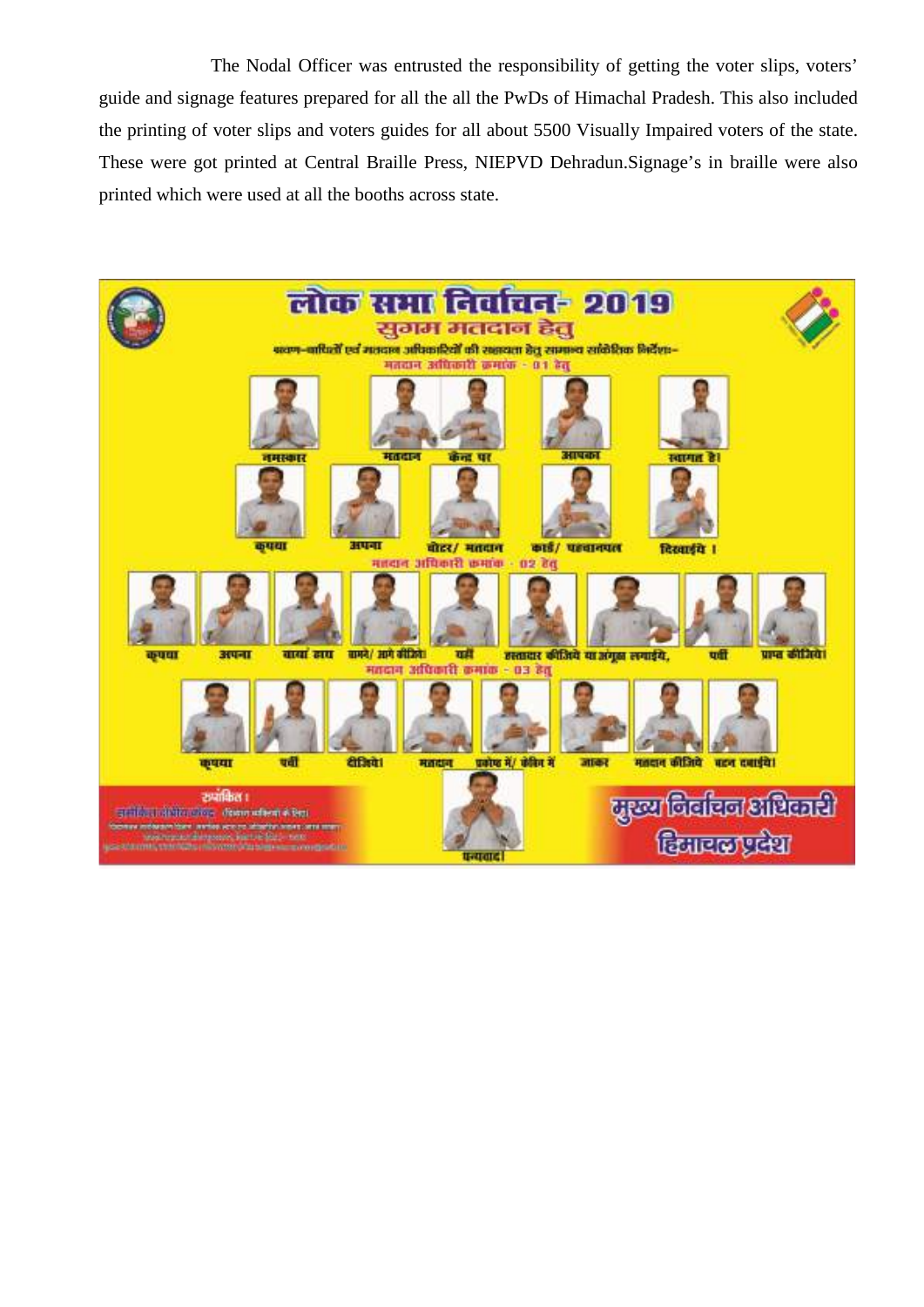The Nodal Officer was entrusted the responsibility of getting the voter slips, voters' guide and signage features prepared for all the all the PwDs of Himachal Pradesh. This also included the printing of voter slips and voters guides for all about 5500 Visually Impaired voters of the state. These were got printed at Central Braille Press, NIEPVD Dehradun.Signage's in braille were also printed which were used at all the booths across state.

लोक सभा निर्वाचन- 2019

सुगम मतदान हेतु

श्रवण-बाधितों एवं मतदान अधिकारियों की सहायता हेतु सामान्य सांकेतिक निर्देशः-

मतदान अधिकारी क्रमांक - 01 हेतु

नमस्कार मतदान केन्द्र पर आपका स्वागत है।

कृपया अपना वोटर/ मतदान कार्ड/ पहचानपत्र दिखाईये।

मतदान अधिकारी क्रमांक - 02 हेतु

कृपया अपना बायां हाथ सामने/ आगे कीजिये। यहाँ हस्ताक्षर कीजिये या अंगूठा लगाईये, पर्ची प्राप्त कीजिये।

मतदान अधिकारी क्रमांक - 03 हेतु

कृपया पर्ची दीजिये। मतदान प्रकोष्ठ में/ केबिन में जाकर मतदान कीजिये बटन दबाईये।

धन्यवाद।

मुख्य निर्वाचन अधिकारी

हिमाचल प्रदेश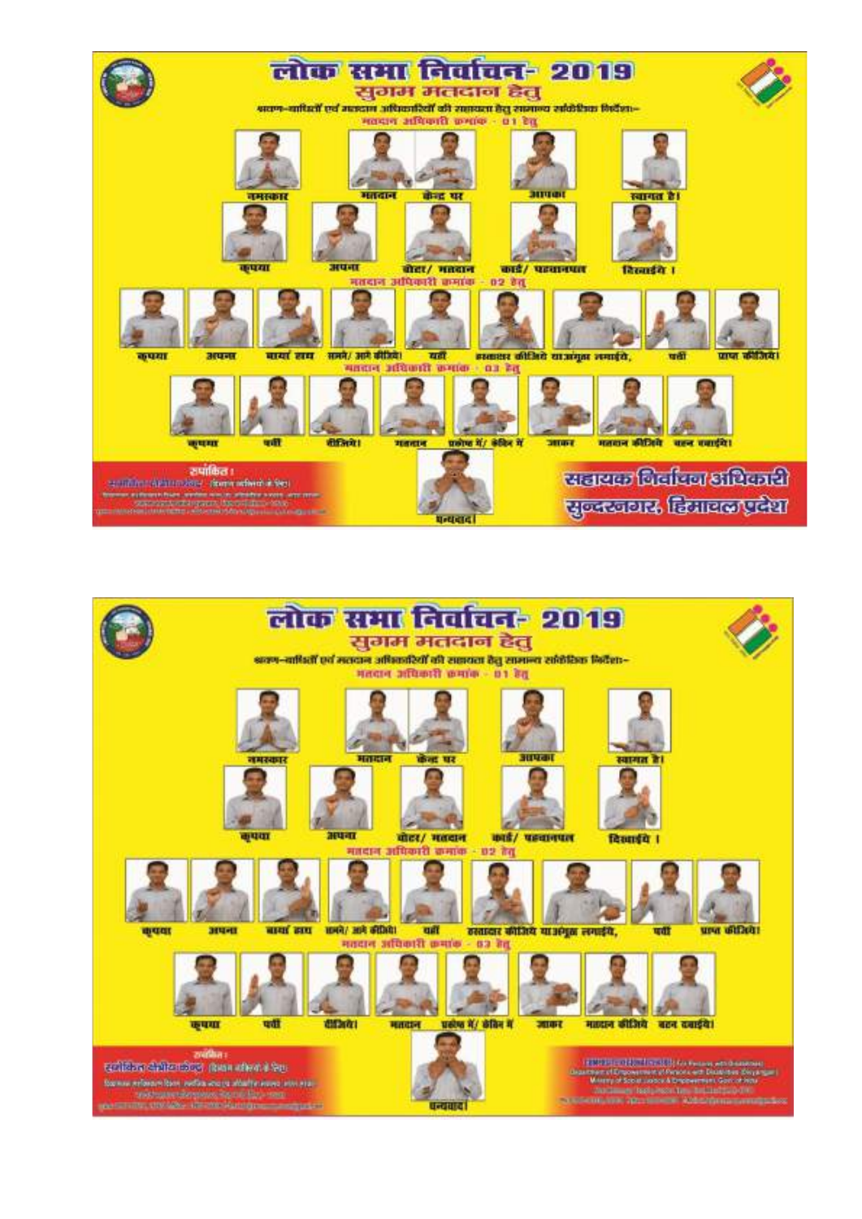# लोक सभा निर्वाचन- 2019

## सुगम मतदान हेतु

श्रवण-बाधितों एवं मतदान अधिकारियों की सहायता हेतु सामान्य सांकेतिक निर्देश:-

**मतदान अधिकारी क्रमांक - 01 हेतु**

नमस्कार | मतदान | केन्द्र पर | आपका | स्वागत है।

कृपया | अपना | वोटर/ मतदान | कार्ड/ पहचानपत्र | दिखाईये ।

**मतदान अधिकारी क्रमांक - 02 हेतु**

कृपया | अपना | बायां हाथ | सामने/ आगे कीजिये। | यहाँ | हस्ताक्षर कीजिये या अंगूठा लगाईये, | पर्ची | प्राप्त कीजिये।

**मतदान अधिकारी क्रमांक - 03 हेतु**

कृपया | पर्ची | दीजिये। | मतदान | प्रकोष्ठ में/ केबिन में | जाकर | मतदान कीजिये | बटन दबाईये।

धन्यवाद।

रूपांकित :

सहायक निर्वाचन अधिकारी

सुन्दरनगर, हिमाचल प्रदेश

---

# लोक सभा निर्वाचन- 2019

## सुगम मतदान हेतु

श्रवण-बाधितों एवं मतदान अधिकारियों की सहायता हेतु सामान्य सांकेतिक निर्देश:-

**मतदान अधिकारी क्रमांक - 01 हेतु**

नमस्कार | मतदान | केन्द्र पर | आपका | स्वागत है।

कृपया | अपना | वोटर/ मतदान | कार्ड/ पहचानपत्र | दिखाईये ।

**मतदान अधिकारी क्रमांक - 02 हेतु**

कृपया | अपना | बायां हाथ | सामने/ आगे कीजिये। | यहाँ | हस्ताक्षर कीजिये या अंगूठा लगाईये, | पर्ची | प्राप्त कीजिये।

**मतदान अधिकारी क्रमांक - 03 हेतु**

कृपया | पर्ची | दीजिये। | मतदान | प्रकोष्ठ में/ केबिन में | जाकर | मतदान कीजिये | बटन दबाईये।

धन्यवाद।

रूपांकित :

समेकित क्षेत्रीय केन्द्र (दिव्यांग व्यक्तियों के लिए)

COMPOSITE REGIONAL CENTRE For Persons with Disabilities

Department of Empowerment of Persons with Disabilities (Divyangjan)

Ministry of Social Justice & Empowerment, Govt. of India